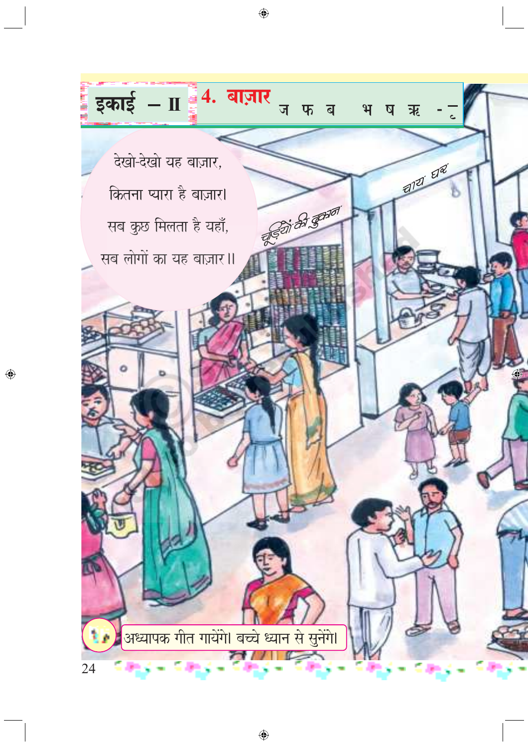# इकाई – II

## 4. बाज़ार

ज फ ब भ ष ऋ -ृ

देखो-देखो यह बाज़ार,
कितना प्यारा है बाज़ार।
सब कुछ मिलता है यहाँ,
सब लोगों का यह बाज़ार।।

चूड़ियों की दुकान

चाय घर

अध्यापक गीत गायेंगे। बच्चे ध्यान से सुनेंगे।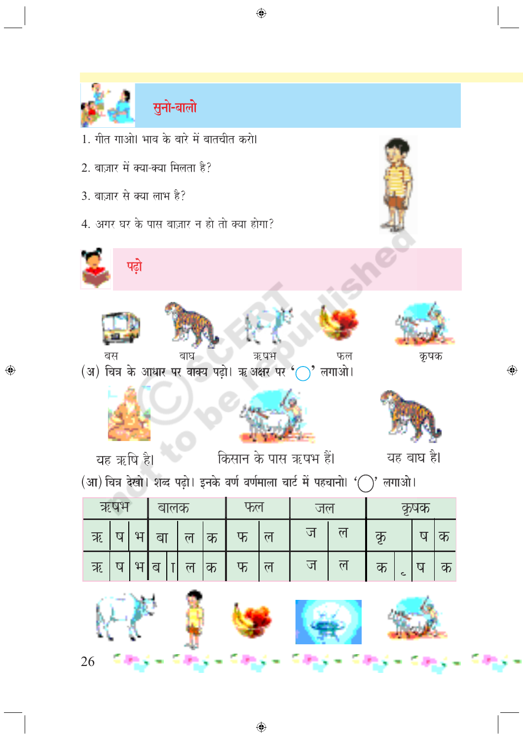## सुनो-बालो

1. गीत गाओ। भाव के बारे में बातचीत करो।
2. बाज़ार में क्या-क्या मिलता है?
3. बाज़ार से क्या लाभ है?
4. अगर घर के पास बाज़ार न हो तो क्या होगा?

## पढ़ो

बस &nbsp;&nbsp; बाघ &nbsp;&nbsp; ऋषभ &nbsp;&nbsp; फल &nbsp;&nbsp; कृषक

(अ) चित्र के आधार पर वाक्य पढ़ो। ऋ अक्षर पर '◯' लगाओ।

यह ऋषि है। &nbsp;&nbsp; किसान के पास ऋषभ हैं। &nbsp;&nbsp; यह बाघ है।

(आ) चित्र देखो। शब्द पढ़ो। इनके वर्ण वर्णमाला चार्ट में पहचानो। '◯' लगाओ।

| ऋषभ | | | बालक | | | | फल | | जल | | कृषक | | | |
|---|---|---|---|---|---|---|---|---|---|---|---|---|---|---|
| ऋ | ष | भ | बा | | ल | क | फ | ल | ज | ल | कृ | | ष | क |
| ऋ | ष | भ | ब | ा | ल | क | फ | ल | ज | ल | क | ृ | ष | क |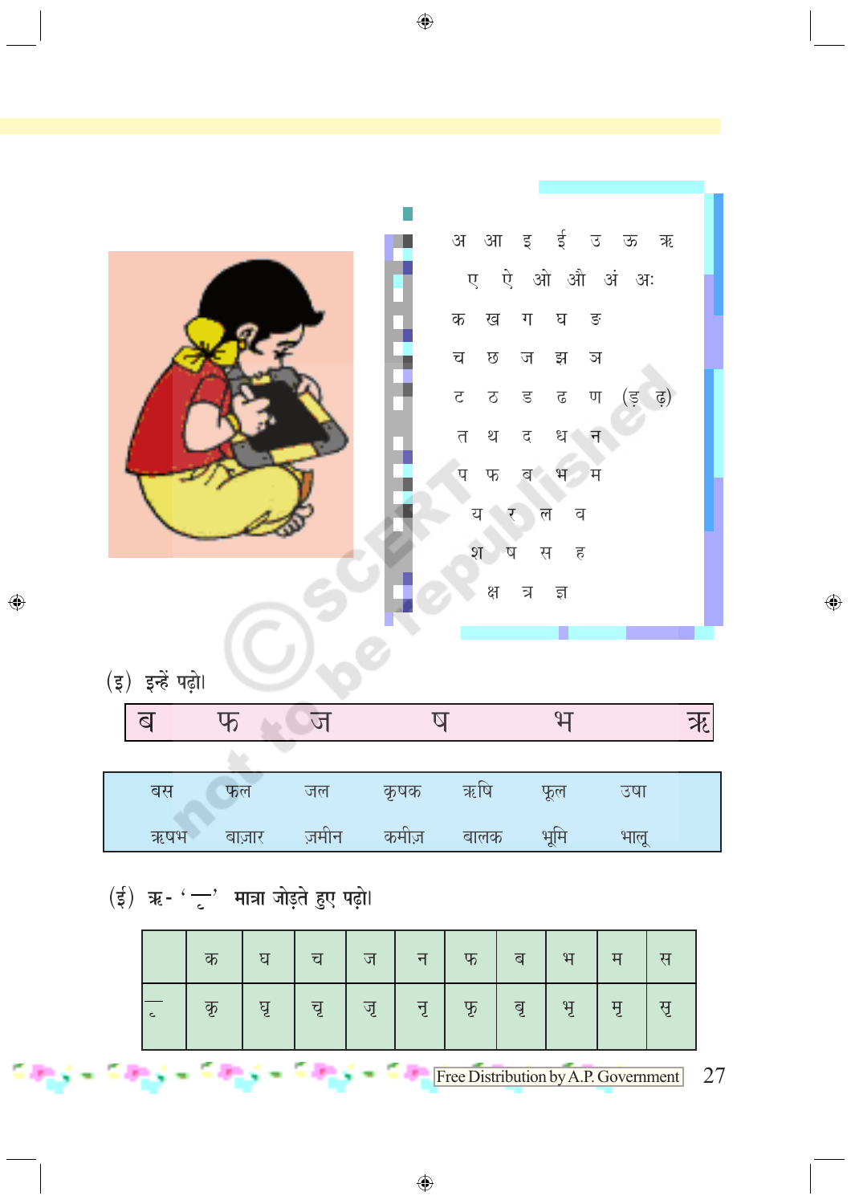अ आ इ ई उ ऊ ऋ

ए ऐ ओ औ अं अः

क ख ग घ ङ

च छ ज झ ञ

ट ठ ड ढ ण (ड़ ढ़)

त थ द ध न

प फ ब भ म

य र ल व

श ष स ह

क्ष त्र ज्ञ

(इ) इन्हें पढ़ो।

| ब | फ | ज | ष | भ | ऋ |
|---|---|---|---|---|---|

| बस | फल | जल | कृषक | ऋषि | फूल | उषा |
|---|---|---|---|---|---|---|
| ऋषभ | बाज़ार | ज़मीन | कमीज़ | बालक | भूमि | भालू |

(ई) ऋ- ' ृ ' मात्रा जोड़ते हुए पढ़ो।

| | क | घ | च | ज | न | फ | ब | भ | म | स |
|---|---|---|---|---|---|---|---|---|---|---|
| ृ | कृ | घृ | चृ | जृ | नृ | फृ | बृ | भृ | मृ | सृ |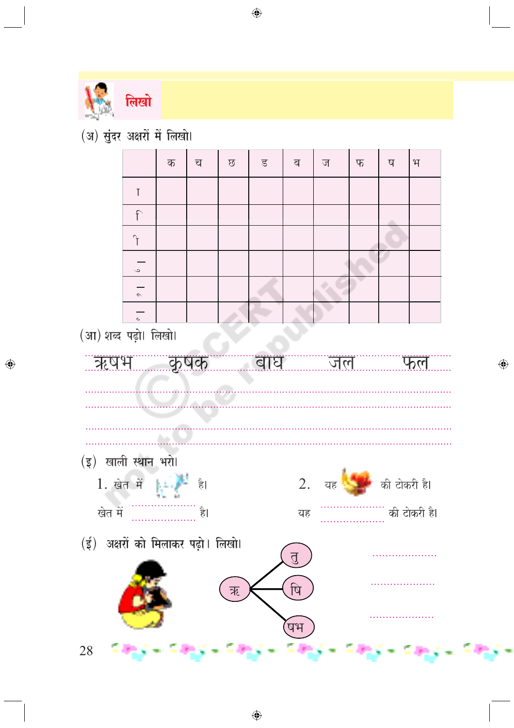## लिखो

(अ) सुंदर अक्षरों में लिखो।

| | क | च | छ | ड | ब | ज | फ | ष | भ |
|---|---|---|---|---|---|---|---|---|---|
| ा | | | | | | | | | |
| ि | | | | | | | | | |
| ी | | | | | | | | | |
| ु | | | | | | | | | |
| ू | | | | | | | | | |
| ृ | | | | | | | | | |

(आ) शब्द पढ़ो। लिखो।

ऋषभ कृषक बाघ जल फल

..........................................................................................

..........................................................................................

..........................................................................................

..........................................................................................

(इ) खाली स्थान भरो।

1. खेत में [चित्र] है।

खेत में .................... है।

2. यह [चित्र] की टोकरी है।

यह .................... की टोकरी है।

(ई) अक्षरों को मिलाकर पढ़ो। लिखो।

ऋ — तु ....................

ऋ — षि ....................

ऋ — षभ ....................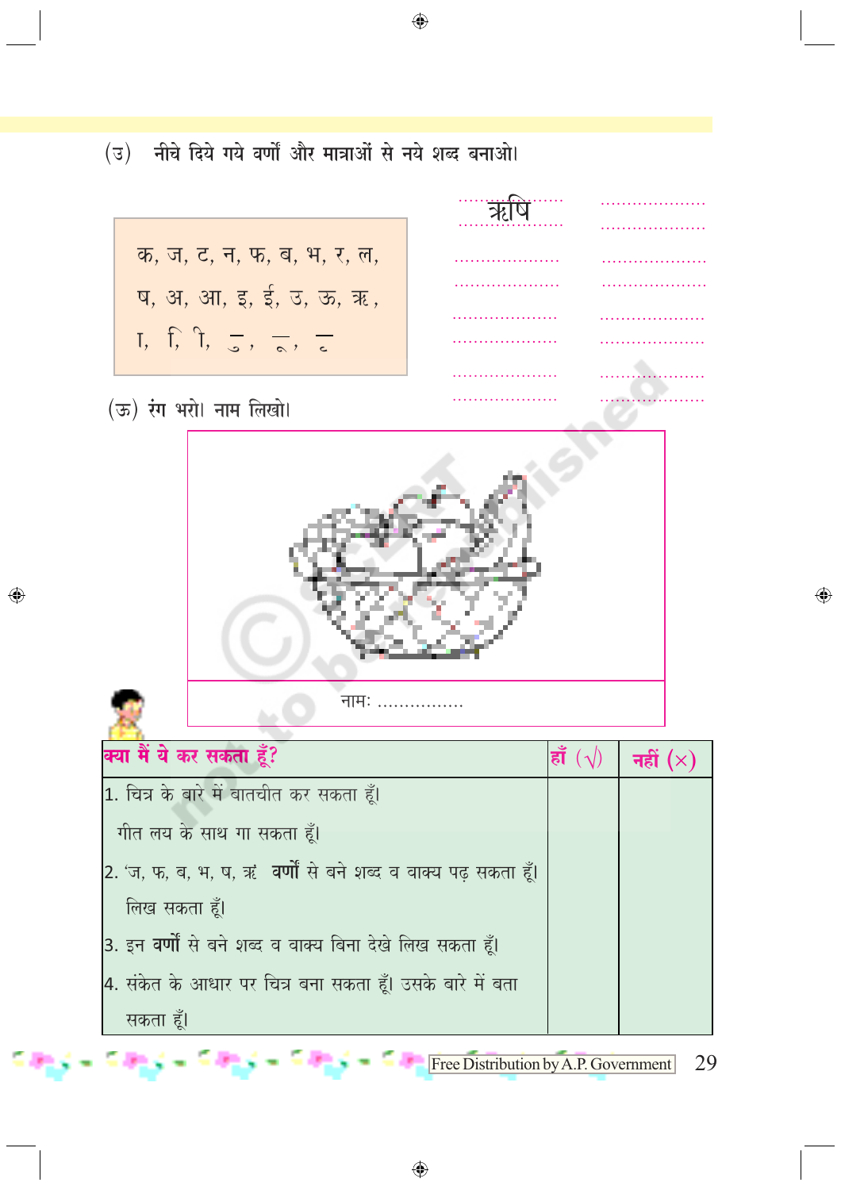(उ) नीचे दिये गये वर्णों और मात्राओं से नये शब्द बनाओ।

क, ज, ट, न, फ, ब, भ, र, ल,

ष, अ, आ, इ, ई, उ, ऊ, ऋ,

ा, ि, ी, ु, ू, ृ

| | |
|---|---|
| ऋषि | ................ |
| ................ | ................ |
| ................ | ................ |
| ................ | ................ |

(ऊ) रंग भरो। नाम लिखो।

नामः ................

| क्या मैं ये कर सकता हूँ? | हाँ (√) | नहीं (×) |
|---|---|---|
| 1. चित्र के बारे में बातचीत कर सकता हूँ। गीत लय के साथ गा सकता हूँ। | | |
| 2. 'ज, फ, ब, भ, ष, ऋ' वर्णों से बने शब्द व वाक्य पढ़ सकता हूँ। लिख सकता हूँ। | | |
| 3. इन वर्णों से बने शब्द व वाक्य बिना देखे लिख सकता हूँ। | | |
| 4. संकेत के आधार पर चित्र बना सकता हूँ। उसके बारे में बता सकता हूँ। | | |